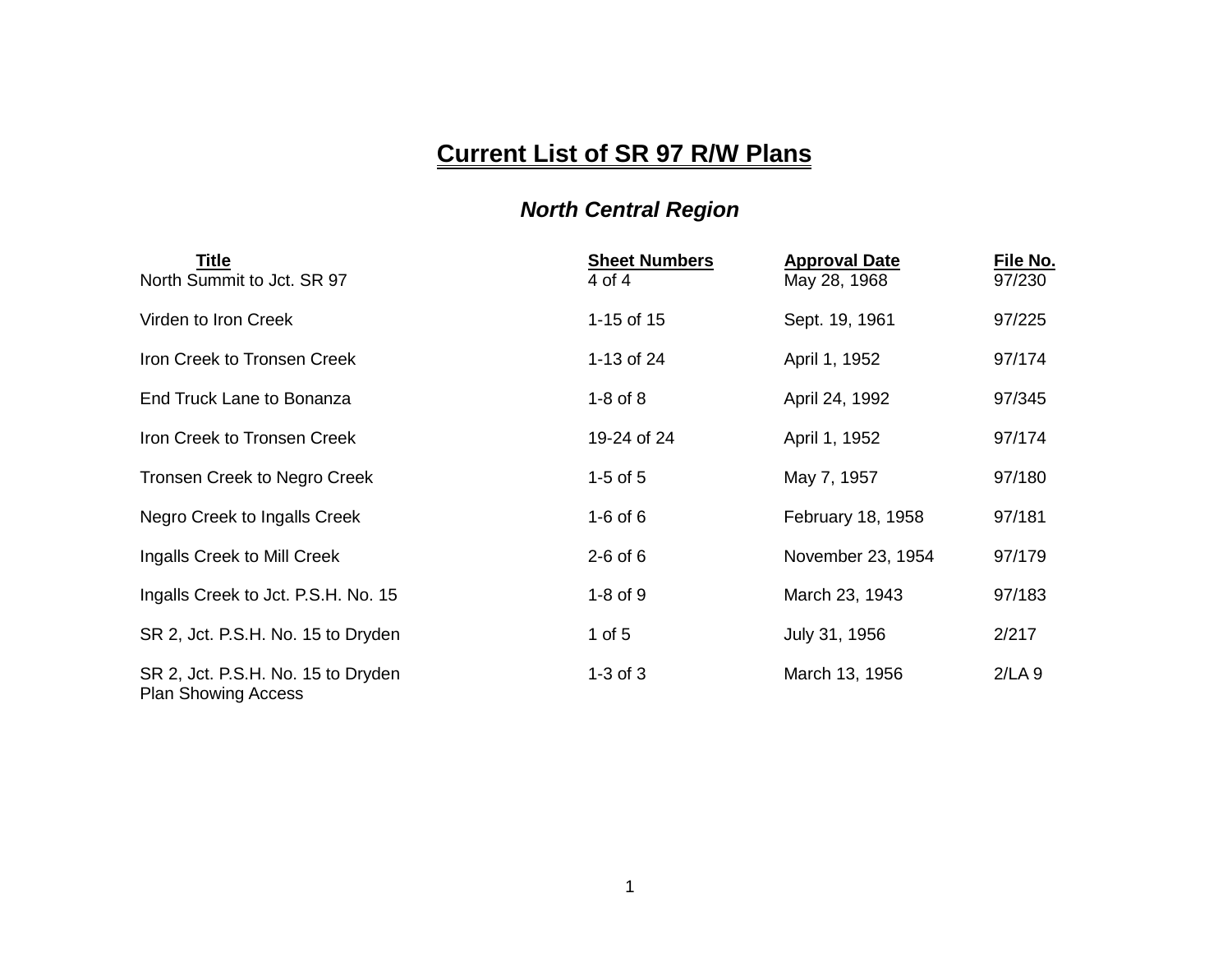# Current List of SR 97 R/W Plans

## *North Central Region*

| Title | Sheet Numbers | Approval Date | File No. |
|---|---|---|---|
| North Summit to Jct. SR 97 | 4 of 4 | May 28, 1968 | 97/230 |
| Virden to Iron Creek | 1-15 of 15 | Sept. 19, 1961 | 97/225 |
| Iron Creek to Tronsen Creek | 1-13 of 24 | April 1, 1952 | 97/174 |
| End Truck Lane to Bonanza | 1-8 of 8 | April 24, 1992 | 97/345 |
| Iron Creek to Tronsen Creek | 19-24 of 24 | April 1, 1952 | 97/174 |
| Tronsen Creek to Negro Creek | 1-5 of 5 | May 7, 1957 | 97/180 |
| Negro Creek to Ingalls Creek | 1-6 of 6 | February 18, 1958 | 97/181 |
| Ingalls Creek to Mill Creek | 2-6 of 6 | November 23, 1954 | 97/179 |
| Ingalls Creek to Jct. P.S.H. No. 15 | 1-8 of 9 | March 23, 1943 | 97/183 |
| SR 2, Jct. P.S.H. No. 15 to Dryden | 1 of 5 | July 31, 1956 | 2/217 |
| SR 2, Jct. P.S.H. No. 15 to Dryden Plan Showing Access | 1-3 of 3 | March 13, 1956 | 2/LA 9 |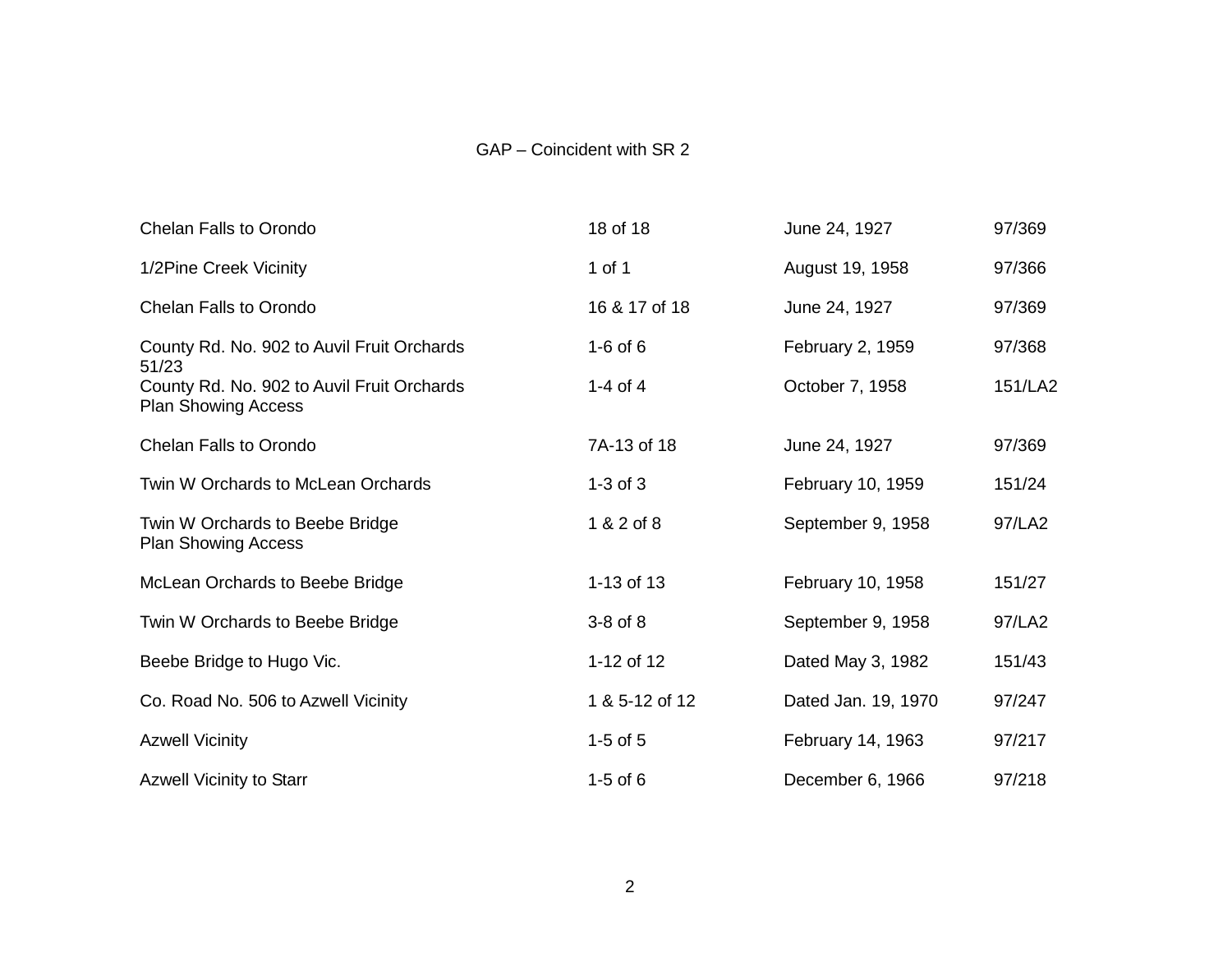GAP – Coincident with SR 2

| | | | |
|---|---|---|---|
| Chelan Falls to Orondo | 18 of 18 | June 24, 1927 | 97/369 |
| 1/2Pine Creek Vicinity | 1 of 1 | August 19, 1958 | 97/366 |
| Chelan Falls to Orondo | 16 & 17 of 18 | June 24, 1927 | 97/369 |
| County Rd. No. 902 to Auvil Fruit Orchards 51/23 | 1-6 of 6 | February 2, 1959 | 97/368 |
| County Rd. No. 902 to Auvil Fruit Orchards Plan Showing Access | 1-4 of 4 | October 7, 1958 | 151/LA2 |
| Chelan Falls to Orondo | 7A-13 of 18 | June 24, 1927 | 97/369 |
| Twin W Orchards to McLean Orchards | 1-3 of 3 | February 10, 1959 | 151/24 |
| Twin W Orchards to Beebe Bridge Plan Showing Access | 1 & 2 of 8 | September 9, 1958 | 97/LA2 |
| McLean Orchards to Beebe Bridge | 1-13 of 13 | February 10, 1958 | 151/27 |
| Twin W Orchards to Beebe Bridge | 3-8 of 8 | September 9, 1958 | 97/LA2 |
| Beebe Bridge to Hugo Vic. | 1-12 of 12 | Dated May 3, 1982 | 151/43 |
| Co. Road No. 506 to Azwell Vicinity | 1 & 5-12 of 12 | Dated Jan. 19, 1970 | 97/247 |
| Azwell Vicinity | 1-5 of 5 | February 14, 1963 | 97/217 |
| Azwell Vicinity to Starr | 1-5 of 6 | December 6, 1966 | 97/218 |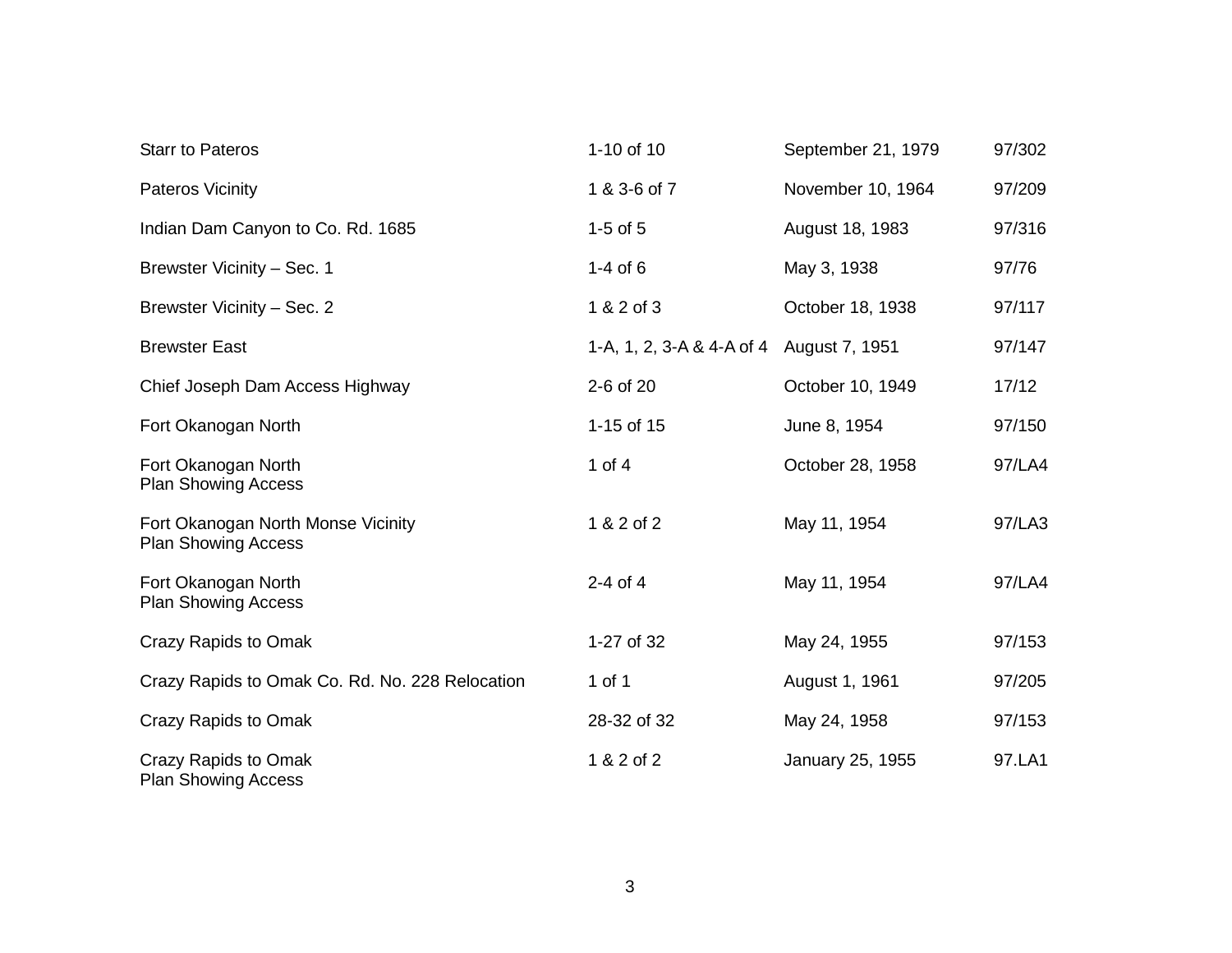| | | | |
|---|---|---|---|
| Starr to Pateros | 1-10 of 10 | September 21, 1979 | 97/302 |
| Pateros Vicinity | 1 & 3-6 of 7 | November 10, 1964 | 97/209 |
| Indian Dam Canyon to Co. Rd. 1685 | 1-5 of 5 | August 18, 1983 | 97/316 |
| Brewster Vicinity – Sec. 1 | 1-4 of 6 | May 3, 1938 | 97/76 |
| Brewster Vicinity – Sec. 2 | 1 & 2 of 3 | October 18, 1938 | 97/117 |
| Brewster East | 1-A, 1, 2, 3-A & 4-A of 4 | August 7, 1951 | 97/147 |
| Chief Joseph Dam Access Highway | 2-6 of 20 | October 10, 1949 | 17/12 |
| Fort Okanogan North | 1-15 of 15 | June 8, 1954 | 97/150 |
| Fort Okanogan North Plan Showing Access | 1 of 4 | October 28, 1958 | 97/LA4 |
| Fort Okanogan North Monse Vicinity Plan Showing Access | 1 & 2 of 2 | May 11, 1954 | 97/LA3 |
| Fort Okanogan North Plan Showing Access | 2-4 of 4 | May 11, 1954 | 97/LA4 |
| Crazy Rapids to Omak | 1-27 of 32 | May 24, 1955 | 97/153 |
| Crazy Rapids to Omak Co. Rd. No. 228 Relocation | 1 of 1 | August 1, 1961 | 97/205 |
| Crazy Rapids to Omak | 28-32 of 32 | May 24, 1958 | 97/153 |
| Crazy Rapids to Omak Plan Showing Access | 1 & 2 of 2 | January 25, 1955 | 97.LA1 |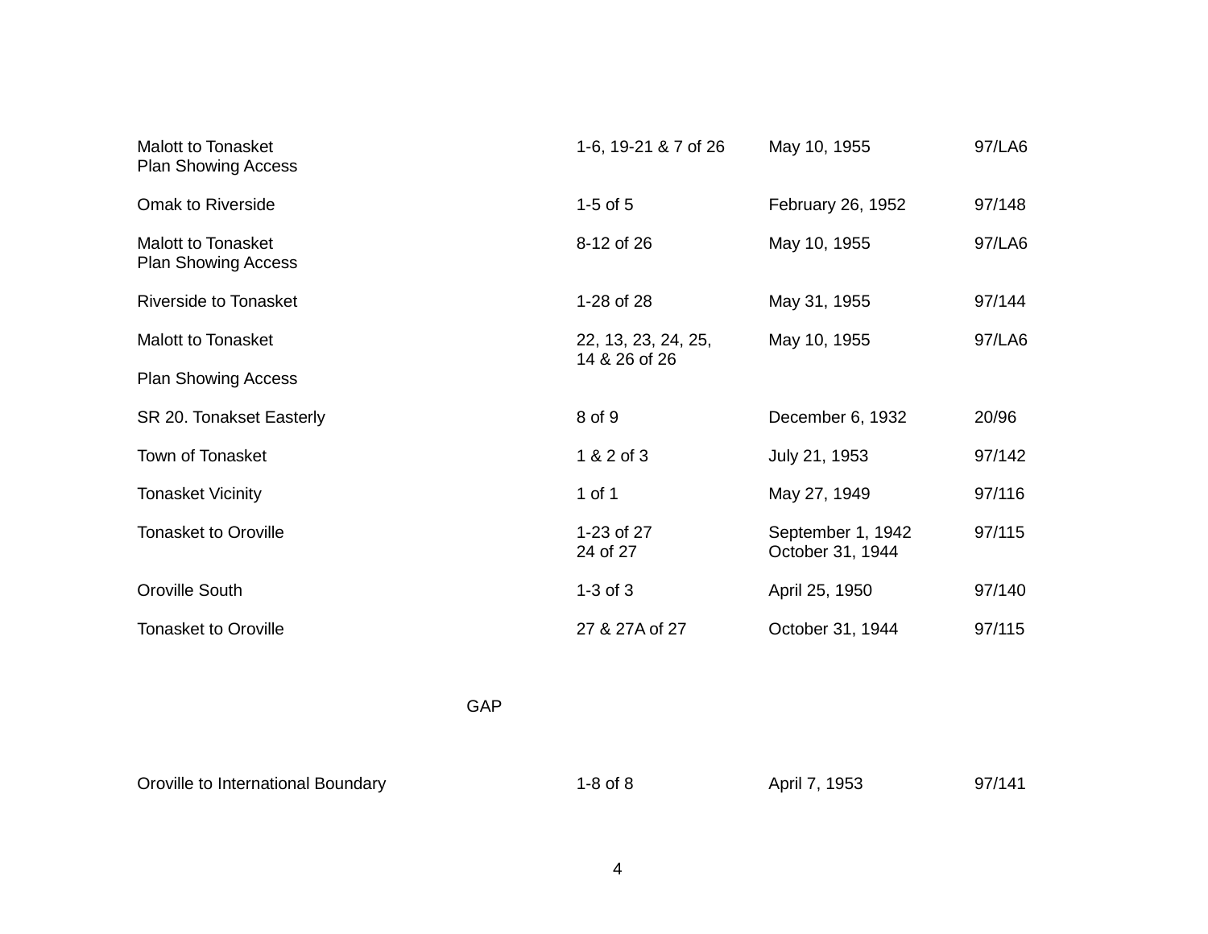| | | | |
|---|---|---|---|
| Malott to Tonasket<br>Plan Showing Access | 1-6, 19-21 & 7 of 26 | May 10, 1955 | 97/LA6 |
| Omak to Riverside | 1-5 of 5 | February 26, 1952 | 97/148 |
| Malott to Tonasket<br>Plan Showing Access | 8-12 of 26 | May 10, 1955 | 97/LA6 |
| Riverside to Tonasket | 1-28 of 28 | May 31, 1955 | 97/144 |
| Malott to Tonasket<br>Plan Showing Access | 22, 13, 23, 24, 25,<br>14 & 26 of 26 | May 10, 1955 | 97/LA6 |
| SR 20. Tonakset Easterly | 8 of 9 | December 6, 1932 | 20/96 |
| Town of Tonasket | 1 & 2 of 3 | July 21, 1953 | 97/142 |
| Tonasket Vicinity | 1 of 1 | May 27, 1949 | 97/116 |
| Tonasket to Oroville | 1-23 of 27<br>24 of 27 | September 1, 1942<br>October 31, 1944 | 97/115 |
| Oroville South | 1-3 of 3 | April 25, 1950 | 97/140 |
| Tonasket to Oroville | 27 & 27A of 27 | October 31, 1944 | 97/115 |

GAP

| | | | |
|---|---|---|---|
| Oroville to International Boundary | 1-8 of 8 | April 7, 1953 | 97/141 |